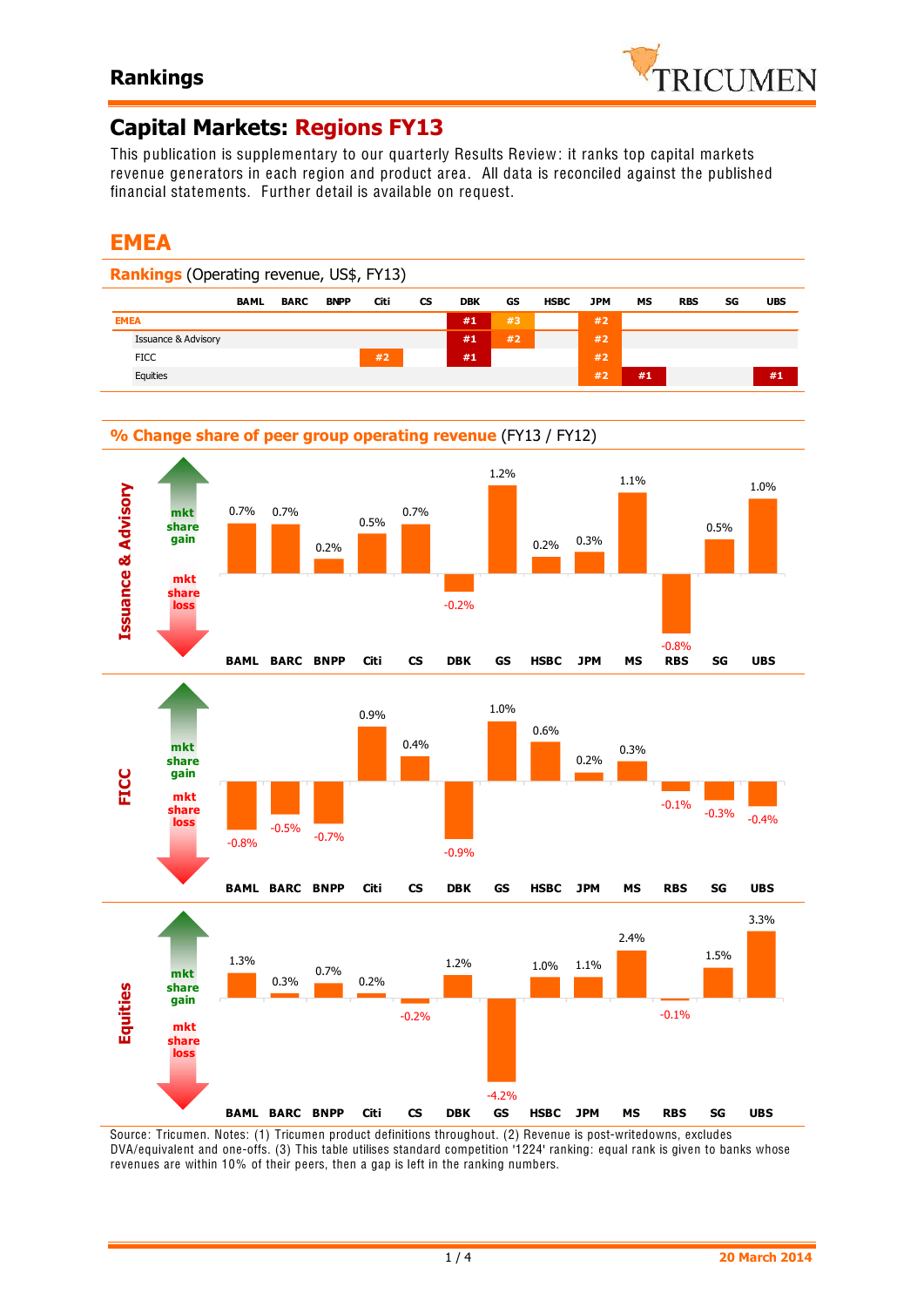# Rankings

## Capital Markets: Regions FY13

This publication is supplementary to our quarterly Results Review: it ranks top capital markets revenue generators in each region and product area. All data is reconciled against the published financial statements. Further detail is available on request.

## EMEA

### Rankings (Operating revenue, US$, FY13)

| | BAML | BARC | BNPP | Citi | CS | DBK | GS | HSBC | JPM | MS | RBS | SG | UBS |
|---|---|---|---|---|---|---|---|---|---|---|---|---|---|
| **EMEA** | | | | | | #1 | #3 | | #2 | | | | |
| Issuance & Advisory | | | | | | #1 | #2 | | #2 | | | | |
| FICC | | | | #2 | | #1 | | | #2 | | | | |
| Equities | | | | | | | | | #2 | #1 | | | #1 |

### % Change share of peer group operating revenue (FY13 / FY12)

| | BAML | BARC | BNPP | Citi | CS | DBK | GS | HSBC | JPM | MS | RBS | SG | UBS |
|---|---|---|---|---|---|---|---|---|---|---|---|---|---|
| Issuance & Advisory | 0.7% | 0.7% | 0.2% | 0.5% | 0.7% | -0.2% | 1.2% | 0.2% | 0.3% | 1.1% | -0.8% | 0.5% | 1.0% |
| FICC | -0.8% | -0.5% | -0.7% | 0.9% | 0.4% | -0.9% | 1.0% | 0.6% | 0.2% | 0.3% | -0.1% | -0.3% | -0.4% |
| Equities | 1.3% | 0.3% | 0.7% | 0.2% | -0.2% | 1.2% | -4.2% | 1.0% | 1.1% | 2.4% | -0.1% | 1.5% | 3.3% |

(mkt share gain / mkt share loss)

Source: Tricumen. Notes: (1) Tricumen product definitions throughout. (2) Revenue is post-writedowns, excludes DVA/equivalent and one-offs. (3) This table utilises standard competition '1224' ranking: equal rank is given to banks whose revenues are within 10% of their peers, then a gap is left in the ranking numbers.

20 March 2014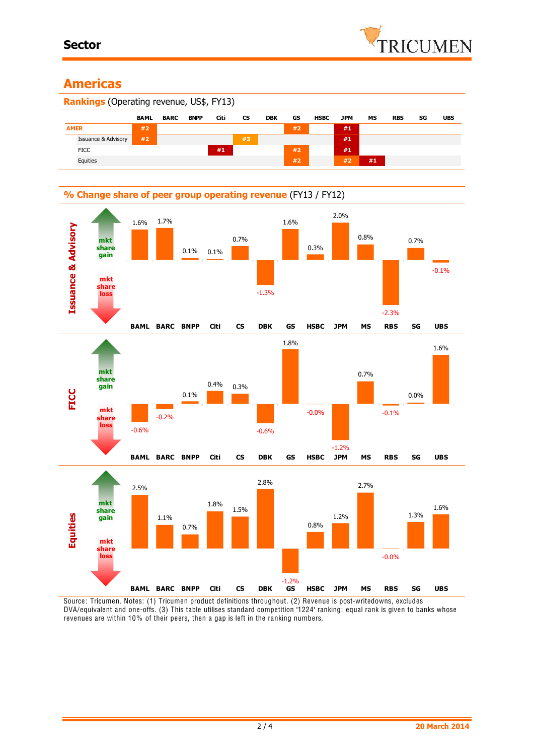## Americas

### Rankings (Operating revenue, US$, FY13)

| | BAML | BARC | BNPP | Citi | CS | DBK | GS | HSBC | JPM | MS | RBS | SG | UBS |
|---|---|---|---|---|---|---|---|---|---|---|---|---|---|
| AMER | #2 | | | | | | #2 | | #1 | | | | |
| Issuance & Advisory | #2 | | | | #3 | | | | #1 | | | | |
| FICC | | | | #1 | | | #2 | | #1 | | | | |
| Equities | | | | | | | #2 | | #2 | #1 | | | |

### % Change share of peer group operating revenue (FY13 / FY12)

| | BAML | BARC | BNPP | Citi | CS | DBK | GS | HSBC | JPM | MS | RBS | SG | UBS |
|---|---|---|---|---|---|---|---|---|---|---|---|---|---|
| Issuance & Advisory | 1.6% | 1.7% | 0.1% | 0.1% | 0.7% | -1.3% | 1.6% | 0.3% | 2.0% | 0.8% | -2.3% | 0.7% | -0.1% |
| FICC | -0.6% | -0.2% | 0.1% | 0.4% | 0.3% | -0.6% | 1.8% | -0.0% | -1.2% | 0.7% | -0.1% | 0.0% | 1.6% |
| Equities | 2.5% | 1.1% | 0.7% | 1.8% | 1.5% | 2.8% | -1.2% | 0.8% | 1.2% | 2.7% | -0.0% | 1.3% | 1.6% |

(mkt share gain / mkt share loss)

Source: Tricumen. Notes: (1) Tricumen product definitions throughout. (2) Revenue is post-writedowns, excludes DVA/equivalent and one-offs. (3) This table utilises standard competition '1224' ranking: equal rank is given to banks whose revenues are within 10% of their peers, then a gap is left in the ranking numbers.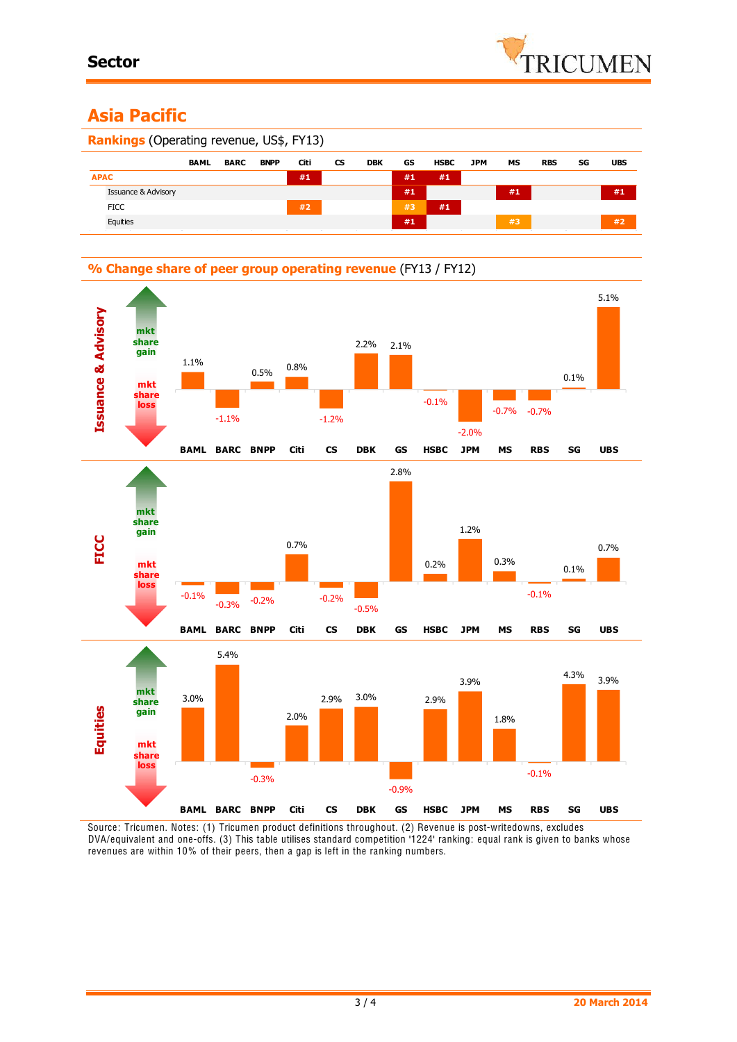## Asia Pacific

### Rankings (Operating revenue, US$, FY13)

| | BAML | BARC | BNPP | Citi | CS | DBK | GS | HSBC | JPM | MS | RBS | SG | UBS |
|---|---|---|---|---|---|---|---|---|---|---|---|---|---|
| APAC | | | | #1 | | | #1 | #1 | | | | | |
| Issuance & Advisory | | | | | | | #1 | | | #1 | | | #1 |
| FICC | | | | #2 | | | #3 | #1 | | | | | |
| Equities | | | | | | | #1 | | | #3 | | | #2 |

### % Change share of peer group operating revenue (FY13 / FY12)

| | BAML | BARC | BNPP | Citi | CS | DBK | GS | HSBC | JPM | MS | RBS | SG | UBS |
|---|---|---|---|---|---|---|---|---|---|---|---|---|---|
| Issuance & Advisory | 1.1% | -1.1% | 0.5% | 0.8% | -1.2% | 2.2% | 2.1% | -0.1% | -2.0% | -0.7% | -0.7% | 0.1% | 5.1% |
| FICC | -0.1% | -0.3% | -0.2% | 0.7% | -0.2% | -0.5% | 2.8% | 0.2% | 1.2% | 0.3% | -0.1% | 0.1% | 0.7% |
| Equities | 3.0% | 5.4% | -0.3% | 2.0% | 2.9% | 3.0% | -0.9% | 2.9% | 3.9% | 1.8% | -0.1% | 4.3% | 3.9% |

Source: Tricumen. Notes: (1) Tricumen product definitions throughout. (2) Revenue is post-writedowns, excludes DVA/equivalent and one-offs. (3) This table utilises standard competition '1224' ranking: equal rank is given to banks whose revenues are within 10% of their peers, then a gap is left in the ranking numbers.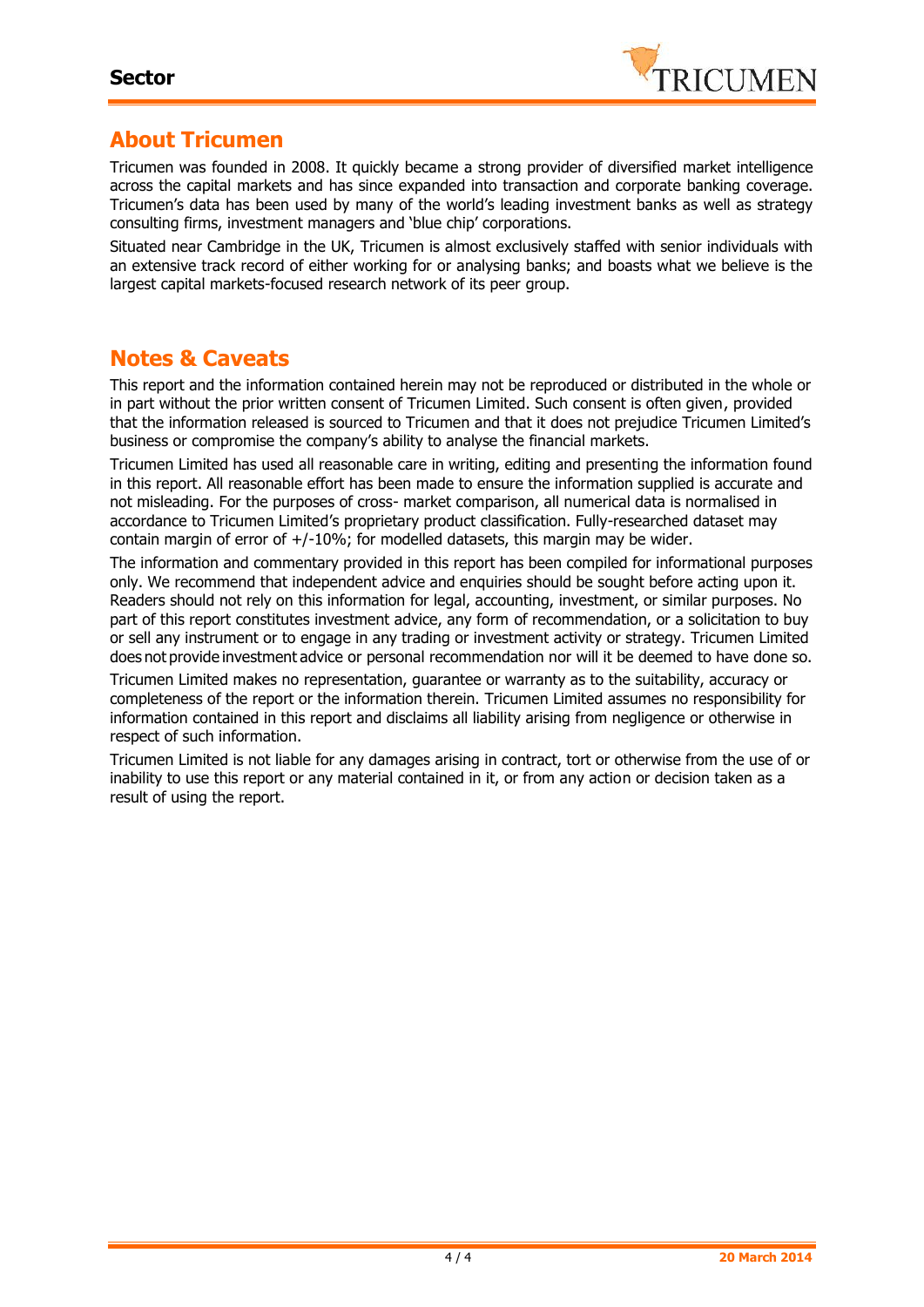## About Tricumen

Tricumen was founded in 2008. It quickly became a strong provider of diversified market intelligence across the capital markets and has since expanded into transaction and corporate banking coverage. Tricumen's data has been used by many of the world's leading investment banks as well as strategy consulting firms, investment managers and 'blue chip' corporations.

Situated near Cambridge in the UK, Tricumen is almost exclusively staffed with senior individuals with an extensive track record of either working for or analysing banks; and boasts what we believe is the largest capital markets-focused research network of its peer group.

## Notes & Caveats

This report and the information contained herein may not be reproduced or distributed in the whole or in part without the prior written consent of Tricumen Limited. Such consent is often given, provided that the information released is sourced to Tricumen and that it does not prejudice Tricumen Limited's business or compromise the company's ability to analyse the financial markets.

Tricumen Limited has used all reasonable care in writing, editing and presenting the information found in this report. All reasonable effort has been made to ensure the information supplied is accurate and not misleading. For the purposes of cross- market comparison, all numerical data is normalised in accordance to Tricumen Limited's proprietary product classification. Fully-researched dataset may contain margin of error of +/-10%; for modelled datasets, this margin may be wider.

The information and commentary provided in this report has been compiled for informational purposes only. We recommend that independent advice and enquiries should be sought before acting upon it. Readers should not rely on this information for legal, accounting, investment, or similar purposes. No part of this report constitutes investment advice, any form of recommendation, or a solicitation to buy or sell any instrument or to engage in any trading or investment activity or strategy. Tricumen Limited does not provide investment advice or personal recommendation nor will it be deemed to have done so.

Tricumen Limited makes no representation, guarantee or warranty as to the suitability, accuracy or completeness of the report or the information therein. Tricumen Limited assumes no responsibility for information contained in this report and disclaims all liability arising from negligence or otherwise in respect of such information.

Tricumen Limited is not liable for any damages arising in contract, tort or otherwise from the use of or inability to use this report or any material contained in it, or from any action or decision taken as a result of using the report.